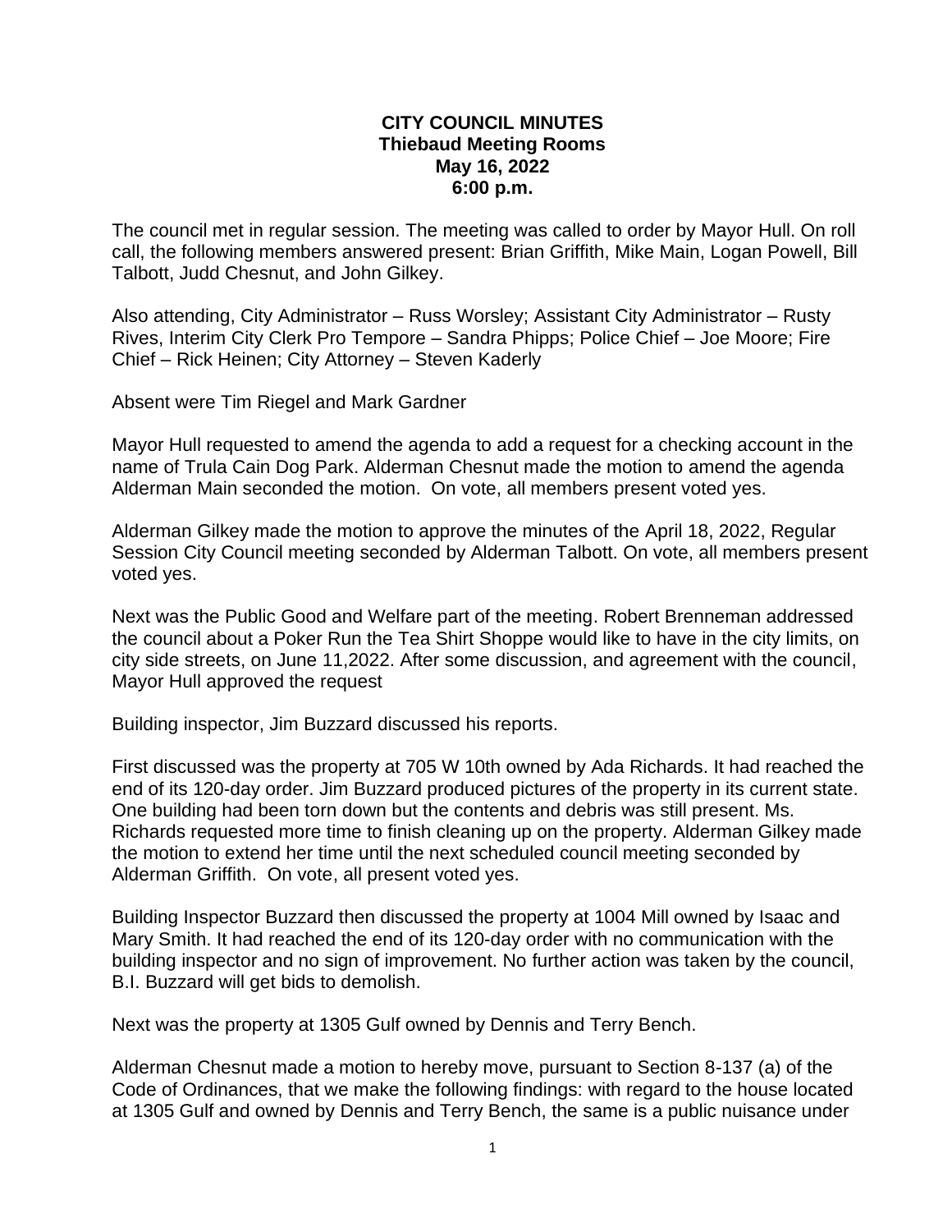**CITY COUNCIL MINUTES**
**Thiebaud Meeting Rooms**
**May 16, 2022**
**6:00 p.m.**

The council met in regular session. The meeting was called to order by Mayor Hull. On roll call, the following members answered present: Brian Griffith, Mike Main, Logan Powell, Bill Talbott, Judd Chesnut, and John Gilkey.

Also attending, City Administrator – Russ Worsley; Assistant City Administrator – Rusty Rives, Interim City Clerk Pro Tempore – Sandra Phipps; Police Chief – Joe Moore; Fire Chief – Rick Heinen; City Attorney – Steven Kaderly

Absent were Tim Riegel and Mark Gardner

Mayor Hull requested to amend the agenda to add a request for a checking account in the name of Trula Cain Dog Park. Alderman Chesnut made the motion to amend the agenda Alderman Main seconded the motion. On vote, all members present voted yes.

Alderman Gilkey made the motion to approve the minutes of the April 18, 2022, Regular Session City Council meeting seconded by Alderman Talbott. On vote, all members present voted yes.

Next was the Public Good and Welfare part of the meeting. Robert Brenneman addressed the council about a Poker Run the Tea Shirt Shoppe would like to have in the city limits, on city side streets, on June 11,2022. After some discussion, and agreement with the council, Mayor Hull approved the request

Building inspector, Jim Buzzard discussed his reports.

First discussed was the property at 705 W 10th owned by Ada Richards. It had reached the end of its 120-day order. Jim Buzzard produced pictures of the property in its current state. One building had been torn down but the contents and debris was still present. Ms. Richards requested more time to finish cleaning up on the property. Alderman Gilkey made the motion to extend her time until the next scheduled council meeting seconded by Alderman Griffith. On vote, all present voted yes.

Building Inspector Buzzard then discussed the property at 1004 Mill owned by Isaac and Mary Smith. It had reached the end of its 120-day order with no communication with the building inspector and no sign of improvement. No further action was taken by the council, B.I. Buzzard will get bids to demolish.

Next was the property at 1305 Gulf owned by Dennis and Terry Bench.

Alderman Chesnut made a motion to hereby move, pursuant to Section 8-137 (a) of the Code of Ordinances, that we make the following findings: with regard to the house located at 1305 Gulf and owned by Dennis and Terry Bench, the same is a public nuisance under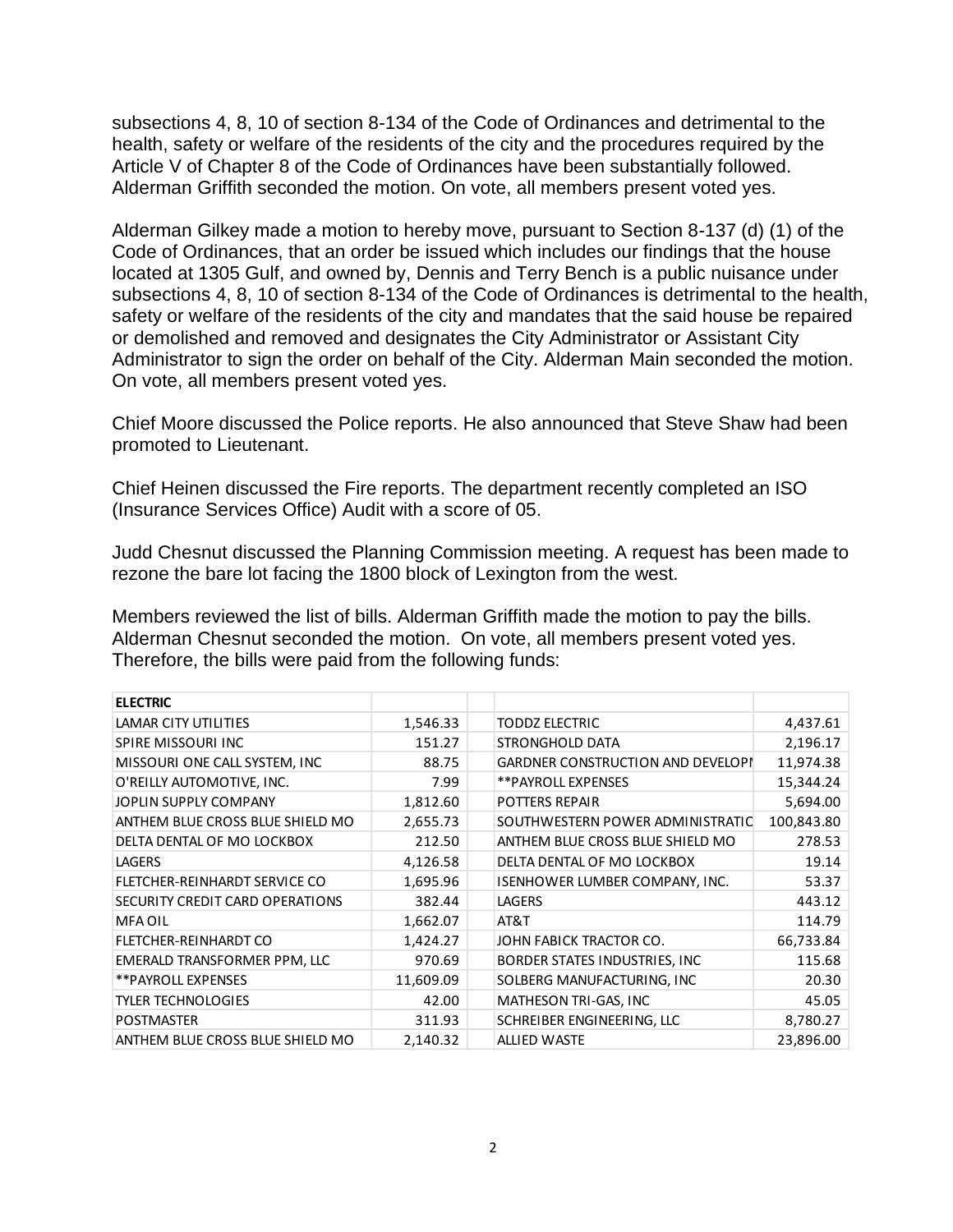subsections 4, 8, 10 of section 8-134 of the Code of Ordinances and detrimental to the health, safety or welfare of the residents of the city and the procedures required by the Article V of Chapter 8 of the Code of Ordinances have been substantially followed. Alderman Griffith seconded the motion. On vote, all members present voted yes.

Alderman Gilkey made a motion to hereby move, pursuant to Section 8-137 (d) (1) of the Code of Ordinances, that an order be issued which includes our findings that the house located at 1305 Gulf, and owned by, Dennis and Terry Bench is a public nuisance under subsections 4, 8, 10 of section 8-134 of the Code of Ordinances is detrimental to the health, safety or welfare of the residents of the city and mandates that the said house be repaired or demolished and removed and designates the City Administrator or Assistant City Administrator to sign the order on behalf of the City. Alderman Main seconded the motion. On vote, all members present voted yes.

Chief Moore discussed the Police reports. He also announced that Steve Shaw had been promoted to Lieutenant.

Chief Heinen discussed the Fire reports. The department recently completed an ISO (Insurance Services Office) Audit with a score of 05.

Judd Chesnut discussed the Planning Commission meeting. A request has been made to rezone the bare lot facing the 1800 block of Lexington from the west.

Members reviewed the list of bills. Alderman Griffith made the motion to pay the bills. Alderman Chesnut seconded the motion. On vote, all members present voted yes. Therefore, the bills were paid from the following funds:

| **ELECTRIC** | | | | |
|---|---|---|---|---|
| LAMAR CITY UTILITIES | 1,546.33 | | TODDZ ELECTRIC | 4,437.61 |
| SPIRE MISSOURI INC | 151.27 | | STRONGHOLD DATA | 2,196.17 |
| MISSOURI ONE CALL SYSTEM, INC | 88.75 | | GARDNER CONSTRUCTION AND DEVELOPI | 11,974.38 |
| O'REILLY AUTOMOTIVE, INC. | 7.99 | | **PAYROLL EXPENSES | 15,344.24 |
| JOPLIN SUPPLY COMPANY | 1,812.60 | | POTTERS REPAIR | 5,694.00 |
| ANTHEM BLUE CROSS BLUE SHIELD MO | 2,655.73 | | SOUTHWESTERN POWER ADMINISTRATIC | 100,843.80 |
| DELTA DENTAL OF MO LOCKBOX | 212.50 | | ANTHEM BLUE CROSS BLUE SHIELD MO | 278.53 |
| LAGERS | 4,126.58 | | DELTA DENTAL OF MO LOCKBOX | 19.14 |
| FLETCHER-REINHARDT SERVICE CO | 1,695.96 | | ISENHOWER LUMBER COMPANY, INC. | 53.37 |
| SECURITY CREDIT CARD OPERATIONS | 382.44 | | LAGERS | 443.12 |
| MFA OIL | 1,662.07 | | AT&T | 114.79 |
| FLETCHER-REINHARDT CO | 1,424.27 | | JOHN FABICK TRACTOR CO. | 66,733.84 |
| EMERALD TRANSFORMER PPM, LLC | 970.69 | | BORDER STATES INDUSTRIES, INC | 115.68 |
| **PAYROLL EXPENSES | 11,609.09 | | SOLBERG MANUFACTURING, INC | 20.30 |
| TYLER TECHNOLOGIES | 42.00 | | MATHESON TRI-GAS, INC | 45.05 |
| POSTMASTER | 311.93 | | SCHREIBER ENGINEERING, LLC | 8,780.27 |
| ANTHEM BLUE CROSS BLUE SHIELD MO | 2,140.32 | | ALLIED WASTE | 23,896.00 |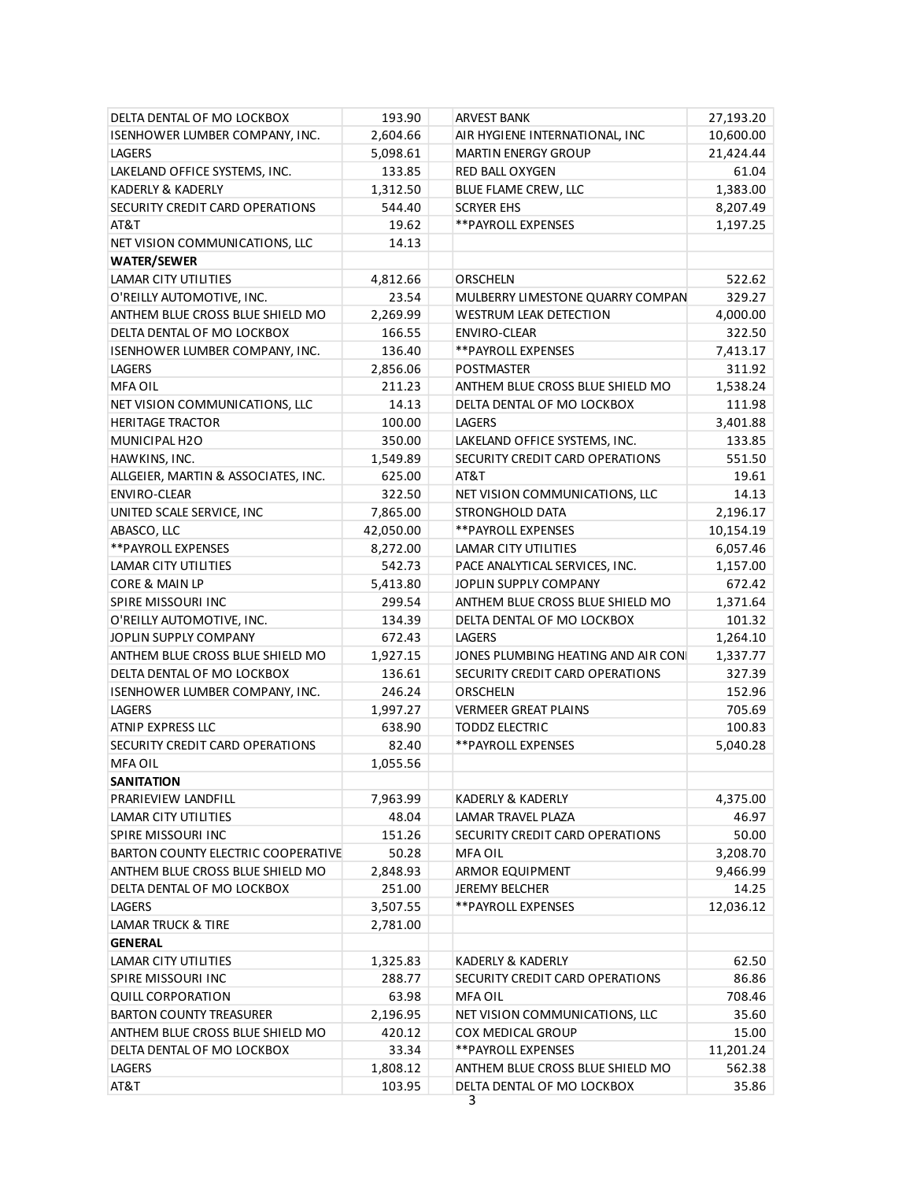| | | | |
|---|---|---|---|
| DELTA DENTAL OF MO LOCKBOX | 193.90 | ARVEST BANK | 27,193.20 |
| ISENHOWER LUMBER COMPANY, INC. | 2,604.66 | AIR HYGIENE INTERNATIONAL, INC | 10,600.00 |
| LAGERS | 5,098.61 | MARTIN ENERGY GROUP | 21,424.44 |
| LAKELAND OFFICE SYSTEMS, INC. | 133.85 | RED BALL OXYGEN | 61.04 |
| KADERLY & KADERLY | 1,312.50 | BLUE FLAME CREW, LLC | 1,383.00 |
| SECURITY CREDIT CARD OPERATIONS | 544.40 | SCRYER EHS | 8,207.49 |
| AT&T | 19.62 | **PAYROLL EXPENSES | 1,197.25 |
| NET VISION COMMUNICATIONS, LLC | 14.13 | | |
| **WATER/SEWER** | | | |
| LAMAR CITY UTILITIES | 4,812.66 | ORSCHELN | 522.62 |
| O'REILLY AUTOMOTIVE, INC. | 23.54 | MULBERRY LIMESTONE QUARRY COMPAN | 329.27 |
| ANTHEM BLUE CROSS BLUE SHIELD MO | 2,269.99 | WESTRUM LEAK DETECTION | 4,000.00 |
| DELTA DENTAL OF MO LOCKBOX | 166.55 | ENVIRO-CLEAR | 322.50 |
| ISENHOWER LUMBER COMPANY, INC. | 136.40 | **PAYROLL EXPENSES | 7,413.17 |
| LAGERS | 2,856.06 | POSTMASTER | 311.92 |
| MFA OIL | 211.23 | ANTHEM BLUE CROSS BLUE SHIELD MO | 1,538.24 |
| NET VISION COMMUNICATIONS, LLC | 14.13 | DELTA DENTAL OF MO LOCKBOX | 111.98 |
| HERITAGE TRACTOR | 100.00 | LAGERS | 3,401.88 |
| MUNICIPAL H2O | 350.00 | LAKELAND OFFICE SYSTEMS, INC. | 133.85 |
| HAWKINS, INC. | 1,549.89 | SECURITY CREDIT CARD OPERATIONS | 551.50 |
| ALLGEIER, MARTIN & ASSOCIATES, INC. | 625.00 | AT&T | 19.61 |
| ENVIRO-CLEAR | 322.50 | NET VISION COMMUNICATIONS, LLC | 14.13 |
| UNITED SCALE SERVICE, INC | 7,865.00 | STRONGHOLD DATA | 2,196.17 |
| ABASCO, LLC | 42,050.00 | **PAYROLL EXPENSES | 10,154.19 |
| **PAYROLL EXPENSES | 8,272.00 | LAMAR CITY UTILITIES | 6,057.46 |
| LAMAR CITY UTILITIES | 542.73 | PACE ANALYTICAL SERVICES, INC. | 1,157.00 |
| CORE & MAIN LP | 5,413.80 | JOPLIN SUPPLY COMPANY | 672.42 |
| SPIRE MISSOURI INC | 299.54 | ANTHEM BLUE CROSS BLUE SHIELD MO | 1,371.64 |
| O'REILLY AUTOMOTIVE, INC. | 134.39 | DELTA DENTAL OF MO LOCKBOX | 101.32 |
| JOPLIN SUPPLY COMPANY | 672.43 | LAGERS | 1,264.10 |
| ANTHEM BLUE CROSS BLUE SHIELD MO | 1,927.15 | JONES PLUMBING HEATING AND AIR CON | 1,337.77 |
| DELTA DENTAL OF MO LOCKBOX | 136.61 | SECURITY CREDIT CARD OPERATIONS | 327.39 |
| ISENHOWER LUMBER COMPANY, INC. | 246.24 | ORSCHELN | 152.96 |
| LAGERS | 1,997.27 | VERMEER GREAT PLAINS | 705.69 |
| ATNIP EXPRESS LLC | 638.90 | TODDZ ELECTRIC | 100.83 |
| SECURITY CREDIT CARD OPERATIONS | 82.40 | **PAYROLL EXPENSES | 5,040.28 |
| MFA OIL | 1,055.56 | | |
| **SANITATION** | | | |
| PRARIEVIEW LANDFILL | 7,963.99 | KADERLY & KADERLY | 4,375.00 |
| LAMAR CITY UTILITIES | 48.04 | LAMAR TRAVEL PLAZA | 46.97 |
| SPIRE MISSOURI INC | 151.26 | SECURITY CREDIT CARD OPERATIONS | 50.00 |
| BARTON COUNTY ELECTRIC COOPERATIVE | 50.28 | MFA OIL | 3,208.70 |
| ANTHEM BLUE CROSS BLUE SHIELD MO | 2,848.93 | ARMOR EQUIPMENT | 9,466.99 |
| DELTA DENTAL OF MO LOCKBOX | 251.00 | JEREMY BELCHER | 14.25 |
| LAGERS | 3,507.55 | **PAYROLL EXPENSES | 12,036.12 |
| LAMAR TRUCK & TIRE | 2,781.00 | | |
| **GENERAL** | | | |
| LAMAR CITY UTILITIES | 1,325.83 | KADERLY & KADERLY | 62.50 |
| SPIRE MISSOURI INC | 288.77 | SECURITY CREDIT CARD OPERATIONS | 86.86 |
| QUILL CORPORATION | 63.98 | MFA OIL | 708.46 |
| BARTON COUNTY TREASURER | 2,196.95 | NET VISION COMMUNICATIONS, LLC | 35.60 |
| ANTHEM BLUE CROSS BLUE SHIELD MO | 420.12 | COX MEDICAL GROUP | 15.00 |
| DELTA DENTAL OF MO LOCKBOX | 33.34 | **PAYROLL EXPENSES | 11,201.24 |
| LAGERS | 1,808.12 | ANTHEM BLUE CROSS BLUE SHIELD MO | 562.38 |
| AT&T | 103.95 | DELTA DENTAL OF MO LOCKBOX | 35.86 |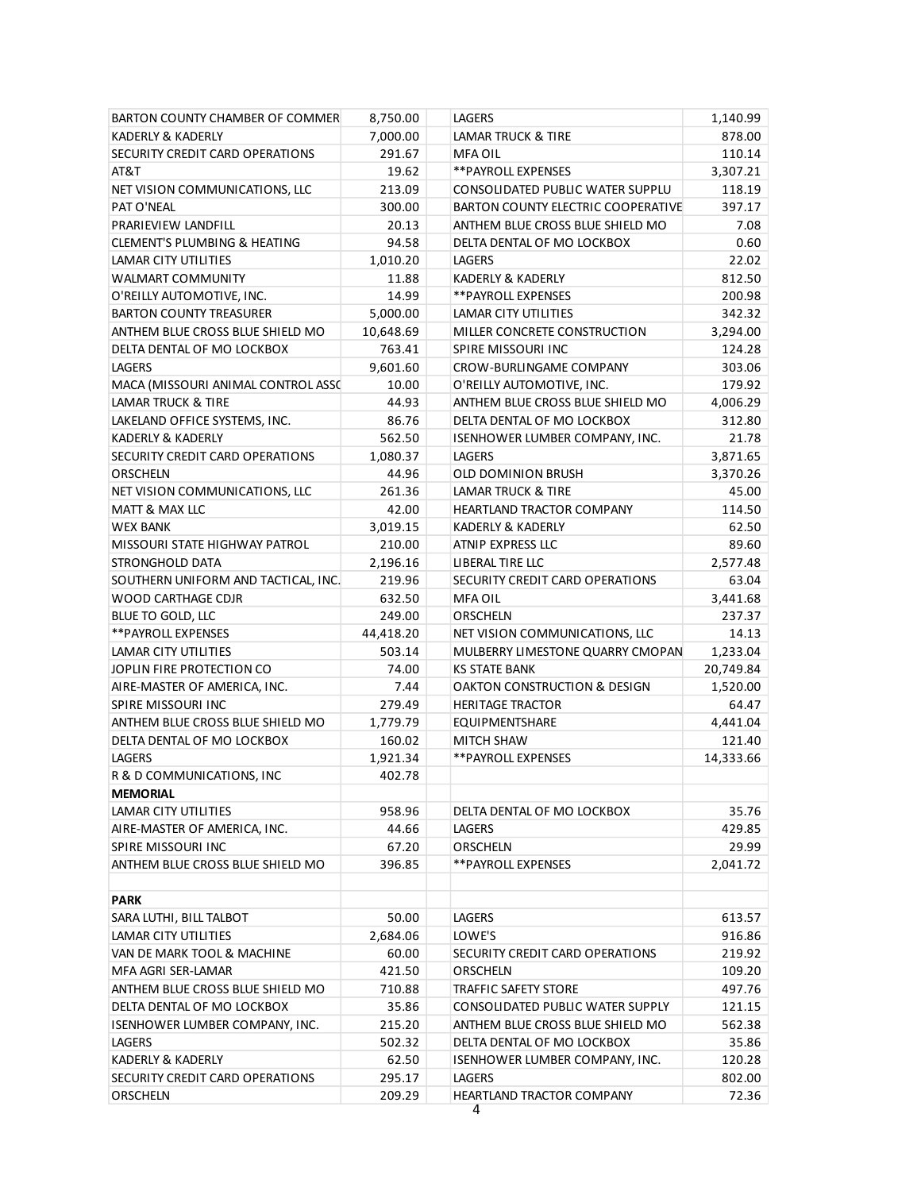| | | | |
|---|---|---|---|
| BARTON COUNTY CHAMBER OF COMMER | 8,750.00 | LAGERS | 1,140.99 |
| KADERLY & KADERLY | 7,000.00 | LAMAR TRUCK & TIRE | 878.00 |
| SECURITY CREDIT CARD OPERATIONS | 291.67 | MFA OIL | 110.14 |
| AT&T | 19.62 | **PAYROLL EXPENSES | 3,307.21 |
| NET VISION COMMUNICATIONS, LLC | 213.09 | CONSOLIDATED PUBLIC WATER SUPPLU | 118.19 |
| PAT O'NEAL | 300.00 | BARTON COUNTY ELECTRIC COOPERATIVE | 397.17 |
| PRARIEVIEW LANDFILL | 20.13 | ANTHEM BLUE CROSS BLUE SHIELD MO | 7.08 |
| CLEMENT'S PLUMBING & HEATING | 94.58 | DELTA DENTAL OF MO LOCKBOX | 0.60 |
| LAMAR CITY UTILITIES | 1,010.20 | LAGERS | 22.02 |
| WALMART COMMUNITY | 11.88 | KADERLY & KADERLY | 812.50 |
| O'REILLY AUTOMOTIVE, INC. | 14.99 | **PAYROLL EXPENSES | 200.98 |
| BARTON COUNTY TREASURER | 5,000.00 | LAMAR CITY UTILITIES | 342.32 |
| ANTHEM BLUE CROSS BLUE SHIELD MO | 10,648.69 | MILLER CONCRETE CONSTRUCTION | 3,294.00 |
| DELTA DENTAL OF MO LOCKBOX | 763.41 | SPIRE MISSOURI INC | 124.28 |
| LAGERS | 9,601.60 | CROW-BURLINGAME COMPANY | 303.06 |
| MACA (MISSOURI ANIMAL CONTROL ASSC | 10.00 | O'REILLY AUTOMOTIVE, INC. | 179.92 |
| LAMAR TRUCK & TIRE | 44.93 | ANTHEM BLUE CROSS BLUE SHIELD MO | 4,006.29 |
| LAKELAND OFFICE SYSTEMS, INC. | 86.76 | DELTA DENTAL OF MO LOCKBOX | 312.80 |
| KADERLY & KADERLY | 562.50 | ISENHOWER LUMBER COMPANY, INC. | 21.78 |
| SECURITY CREDIT CARD OPERATIONS | 1,080.37 | LAGERS | 3,871.65 |
| ORSCHELN | 44.96 | OLD DOMINION BRUSH | 3,370.26 |
| NET VISION COMMUNICATIONS, LLC | 261.36 | LAMAR TRUCK & TIRE | 45.00 |
| MATT & MAX LLC | 42.00 | HEARTLAND TRACTOR COMPANY | 114.50 |
| WEX BANK | 3,019.15 | KADERLY & KADERLY | 62.50 |
| MISSOURI STATE HIGHWAY PATROL | 210.00 | ATNIP EXPRESS LLC | 89.60 |
| STRONGHOLD DATA | 2,196.16 | LIBERAL TIRE LLC | 2,577.48 |
| SOUTHERN UNIFORM AND TACTICAL, INC. | 219.96 | SECURITY CREDIT CARD OPERATIONS | 63.04 |
| WOOD CARTHAGE CDJR | 632.50 | MFA OIL | 3,441.68 |
| BLUE TO GOLD, LLC | 249.00 | ORSCHELN | 237.37 |
| **PAYROLL EXPENSES | 44,418.20 | NET VISION COMMUNICATIONS, LLC | 14.13 |
| LAMAR CITY UTILITIES | 503.14 | MULBERRY LIMESTONE QUARRY CMOPAN | 1,233.04 |
| JOPLIN FIRE PROTECTION CO | 74.00 | KS STATE BANK | 20,749.84 |
| AIRE-MASTER OF AMERICA, INC. | 7.44 | OAKTON CONSTRUCTION & DESIGN | 1,520.00 |
| SPIRE MISSOURI INC | 279.49 | HERITAGE TRACTOR | 64.47 |
| ANTHEM BLUE CROSS BLUE SHIELD MO | 1,779.79 | EQUIPMENTSHARE | 4,441.04 |
| DELTA DENTAL OF MO LOCKBOX | 160.02 | MITCH SHAW | 121.40 |
| LAGERS | 1,921.34 | **PAYROLL EXPENSES | 14,333.66 |
| R & D COMMUNICATIONS, INC | 402.78 | | |
| **MEMORIAL** | | | |
| LAMAR CITY UTILITIES | 958.96 | DELTA DENTAL OF MO LOCKBOX | 35.76 |
| AIRE-MASTER OF AMERICA, INC. | 44.66 | LAGERS | 429.85 |
| SPIRE MISSOURI INC | 67.20 | ORSCHELN | 29.99 |
| ANTHEM BLUE CROSS BLUE SHIELD MO | 396.85 | **PAYROLL EXPENSES | 2,041.72 |
| | | | |
| **PARK** | | | |
| SARA LUTHI, BILL TALBOT | 50.00 | LAGERS | 613.57 |
| LAMAR CITY UTILITIES | 2,684.06 | LOWE'S | 916.86 |
| VAN DE MARK TOOL & MACHINE | 60.00 | SECURITY CREDIT CARD OPERATIONS | 219.92 |
| MFA AGRI SER-LAMAR | 421.50 | ORSCHELN | 109.20 |
| ANTHEM BLUE CROSS BLUE SHIELD MO | 710.88 | TRAFFIC SAFETY STORE | 497.76 |
| DELTA DENTAL OF MO LOCKBOX | 35.86 | CONSOLIDATED PUBLIC WATER SUPPLY | 121.15 |
| ISENHOWER LUMBER COMPANY, INC. | 215.20 | ANTHEM BLUE CROSS BLUE SHIELD MO | 562.38 |
| LAGERS | 502.32 | DELTA DENTAL OF MO LOCKBOX | 35.86 |
| KADERLY & KADERLY | 62.50 | ISENHOWER LUMBER COMPANY, INC. | 120.28 |
| SECURITY CREDIT CARD OPERATIONS | 295.17 | LAGERS | 802.00 |
| ORSCHELN | 209.29 | HEARTLAND TRACTOR COMPANY | 72.36 |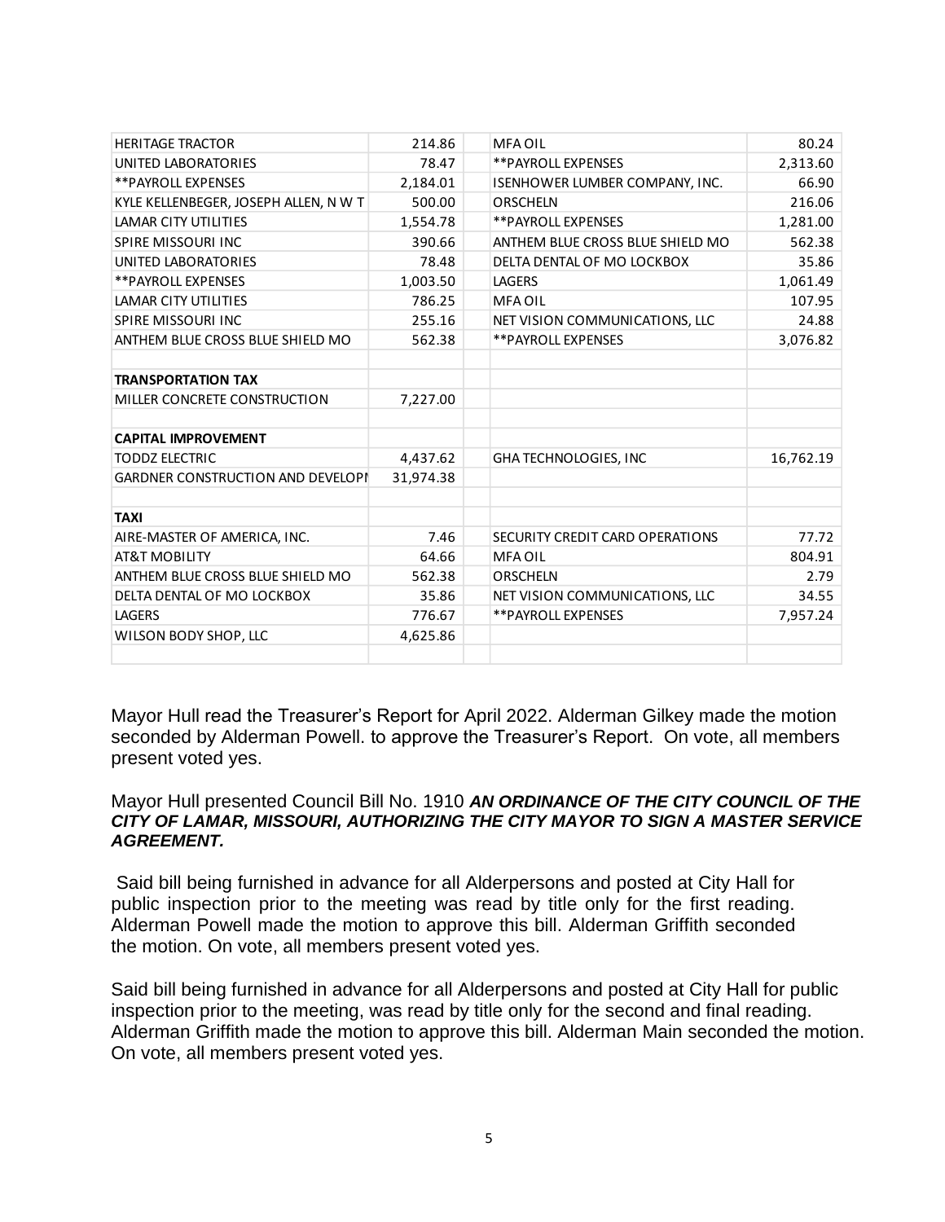| | | | | |
|---|---|---|---|---|
| HERITAGE TRACTOR | 214.86 | | MFA OIL | 80.24 |
| UNITED LABORATORIES | 78.47 | | **PAYROLL EXPENSES | 2,313.60 |
| **PAYROLL EXPENSES | 2,184.01 | | ISENHOWER LUMBER COMPANY, INC. | 66.90 |
| KYLE KELLENBEGER, JOSEPH ALLEN, N W T | 500.00 | | ORSCHELN | 216.06 |
| LAMAR CITY UTILITIES | 1,554.78 | | **PAYROLL EXPENSES | 1,281.00 |
| SPIRE MISSOURI INC | 390.66 | | ANTHEM BLUE CROSS BLUE SHIELD MO | 562.38 |
| UNITED LABORATORIES | 78.48 | | DELTA DENTAL OF MO LOCKBOX | 35.86 |
| **PAYROLL EXPENSES | 1,003.50 | | LAGERS | 1,061.49 |
| LAMAR CITY UTILITIES | 786.25 | | MFA OIL | 107.95 |
| SPIRE MISSOURI INC | 255.16 | | NET VISION COMMUNICATIONS, LLC | 24.88 |
| ANTHEM BLUE CROSS BLUE SHIELD MO | 562.38 | | **PAYROLL EXPENSES | 3,076.82 |
| | | | | |
| **TRANSPORTATION TAX** | | | | |
| MILLER CONCRETE CONSTRUCTION | 7,227.00 | | | |
| | | | | |
| **CAPITAL IMPROVEMENT** | | | | |
| TODDZ ELECTRIC | 4,437.62 | | GHA TECHNOLOGIES, INC | 16,762.19 |
| GARDNER CONSTRUCTION AND DEVELOPI | 31,974.38 | | | |
| | | | | |
| **TAXI** | | | | |
| AIRE-MASTER OF AMERICA, INC. | 7.46 | | SECURITY CREDIT CARD OPERATIONS | 77.72 |
| AT&T MOBILITY | 64.66 | | MFA OIL | 804.91 |
| ANTHEM BLUE CROSS BLUE SHIELD MO | 562.38 | | ORSCHELN | 2.79 |
| DELTA DENTAL OF MO LOCKBOX | 35.86 | | NET VISION COMMUNICATIONS, LLC | 34.55 |
| LAGERS | 776.67 | | **PAYROLL EXPENSES | 7,957.24 |
| WILSON BODY SHOP, LLC | 4,625.86 | | | |

Mayor Hull read the Treasurer's Report for April 2022. Alderman Gilkey made the motion seconded by Alderman Powell. to approve the Treasurer's Report. On vote, all members present voted yes.

Mayor Hull presented Council Bill No. 1910 ***AN ORDINANCE OF THE CITY COUNCIL OF THE CITY OF LAMAR, MISSOURI, AUTHORIZING THE CITY MAYOR TO SIGN A MASTER SERVICE AGREEMENT.***

Said bill being furnished in advance for all Alderpersons and posted at City Hall for public inspection prior to the meeting was read by title only for the first reading. Alderman Powell made the motion to approve this bill. Alderman Griffith seconded the motion. On vote, all members present voted yes.

Said bill being furnished in advance for all Alderpersons and posted at City Hall for public inspection prior to the meeting, was read by title only for the second and final reading. Alderman Griffith made the motion to approve this bill. Alderman Main seconded the motion. On vote, all members present voted yes.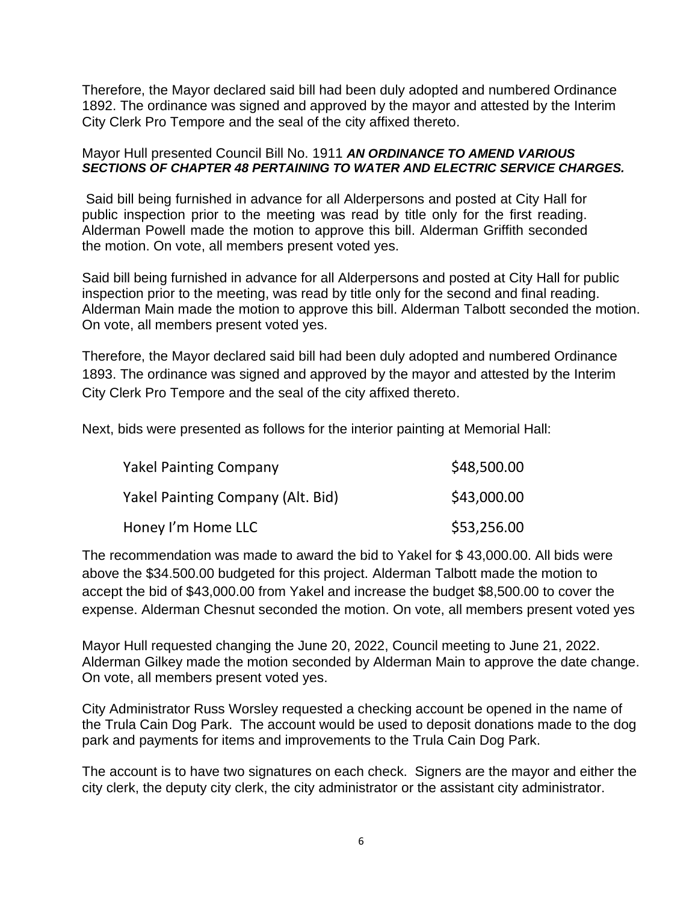Therefore, the Mayor declared said bill had been duly adopted and numbered Ordinance 1892. The ordinance was signed and approved by the mayor and attested by the Interim City Clerk Pro Tempore and the seal of the city affixed thereto.

Mayor Hull presented Council Bill No. 1911 ***AN ORDINANCE TO AMEND VARIOUS SECTIONS OF CHAPTER 48 PERTAINING TO WATER AND ELECTRIC SERVICE CHARGES.***

Said bill being furnished in advance for all Alderpersons and posted at City Hall for public inspection prior to the meeting was read by title only for the first reading. Alderman Powell made the motion to approve this bill. Alderman Griffith seconded the motion. On vote, all members present voted yes.

Said bill being furnished in advance for all Alderpersons and posted at City Hall for public inspection prior to the meeting, was read by title only for the second and final reading. Alderman Main made the motion to approve this bill. Alderman Talbott seconded the motion. On vote, all members present voted yes.

Therefore, the Mayor declared said bill had been duly adopted and numbered Ordinance 1893. The ordinance was signed and approved by the mayor and attested by the Interim City Clerk Pro Tempore and the seal of the city affixed thereto.

Next, bids were presented as follows for the interior painting at Memorial Hall:

| | |
|---|---|
| Yakel Painting Company | $48,500.00 |
| Yakel Painting Company (Alt. Bid) | $43,000.00 |
| Honey I'm Home LLC | $53,256.00 |

The recommendation was made to award the bid to Yakel for $ 43,000.00. All bids were above the $34.500.00 budgeted for this project. Alderman Talbott made the motion to accept the bid of $43,000.00 from Yakel and increase the budget $8,500.00 to cover the expense. Alderman Chesnut seconded the motion. On vote, all members present voted yes

Mayor Hull requested changing the June 20, 2022, Council meeting to June 21, 2022. Alderman Gilkey made the motion seconded by Alderman Main to approve the date change. On vote, all members present voted yes.

City Administrator Russ Worsley requested a checking account be opened in the name of the Trula Cain Dog Park. The account would be used to deposit donations made to the dog park and payments for items and improvements to the Trula Cain Dog Park.

The account is to have two signatures on each check. Signers are the mayor and either the city clerk, the deputy city clerk, the city administrator or the assistant city administrator.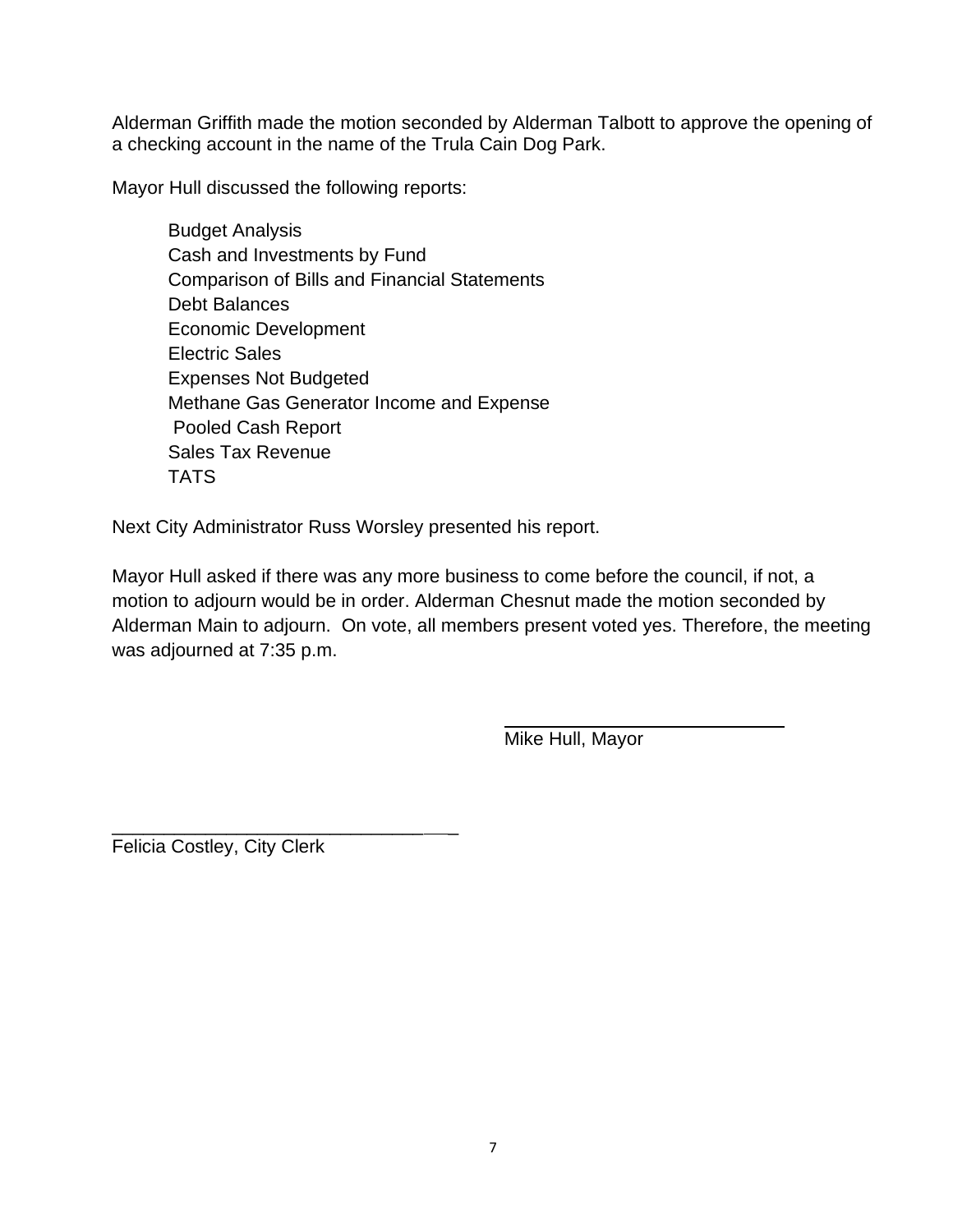Alderman Griffith made the motion seconded by Alderman Talbott to approve the opening of a checking account in the name of the Trula Cain Dog Park.

Mayor Hull discussed the following reports:

Budget Analysis
Cash and Investments by Fund
Comparison of Bills and Financial Statements
Debt Balances
Economic Development
Electric Sales
Expenses Not Budgeted
Methane Gas Generator Income and Expense
Pooled Cash Report
Sales Tax Revenue
TATS

Next City Administrator Russ Worsley presented his report.

Mayor Hull asked if there was any more business to come before the council, if not, a motion to adjourn would be in order. Alderman Chesnut made the motion seconded by Alderman Main to adjourn. On vote, all members present voted yes. Therefore, the meeting was adjourned at 7:35 p.m.

______________________________
Mike Hull, Mayor

__________________________________
Felicia Costley, City Clerk